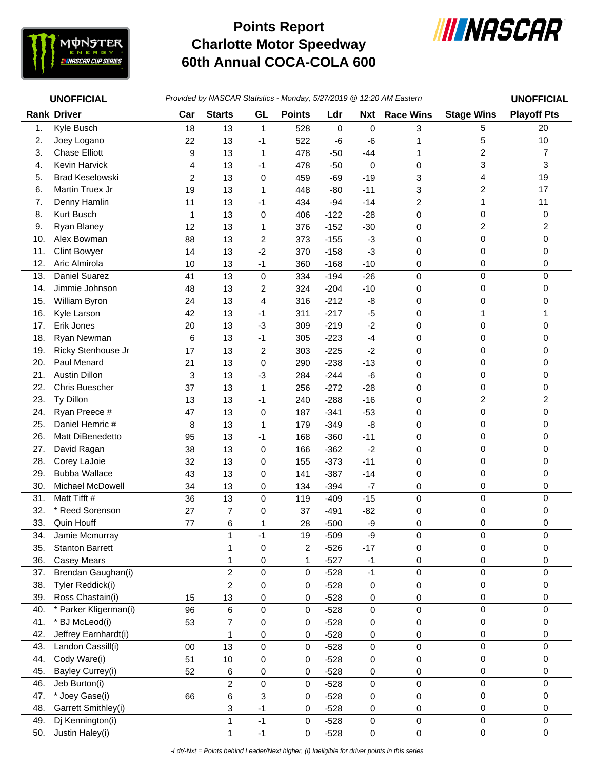# Points Report
# Charlotte Motor Speedway
# 60th Annual COCA-COLA 600

**UNOFFICIAL** *Provided by NASCAR Statistics - Monday, 5/27/2019 @ 12:20 AM Eastern* **UNOFFICIAL**

| Rank | Driver | Car | Starts | GL | Points | Ldr | Nxt | Race Wins | Stage Wins | Playoff Pts |
|---|---|---|---|---|---|---|---|---|---|---|
| 1. | Kyle Busch | 18 | 13 | 1 | 528 | 0 | 0 | 3 | 5 | 20 |
| 2. | Joey Logano | 22 | 13 | -1 | 522 | -6 | -6 | 1 | 5 | 10 |
| 3. | Chase Elliott | 9 | 13 | 1 | 478 | -50 | -44 | 1 | 2 | 7 |
| 4. | Kevin Harvick | 4 | 13 | -1 | 478 | -50 | 0 | 0 | 3 | 3 |
| 5. | Brad Keselowski | 2 | 13 | 0 | 459 | -69 | -19 | 3 | 4 | 19 |
| 6. | Martin Truex Jr | 19 | 13 | 1 | 448 | -80 | -11 | 3 | 2 | 17 |
| 7. | Denny Hamlin | 11 | 13 | -1 | 434 | -94 | -14 | 2 | 1 | 11 |
| 8. | Kurt Busch | 1 | 13 | 0 | 406 | -122 | -28 | 0 | 0 | 0 |
| 9. | Ryan Blaney | 12 | 13 | 1 | 376 | -152 | -30 | 0 | 2 | 2 |
| 10. | Alex Bowman | 88 | 13 | 2 | 373 | -155 | -3 | 0 | 0 | 0 |
| 11. | Clint Bowyer | 14 | 13 | -2 | 370 | -158 | -3 | 0 | 0 | 0 |
| 12. | Aric Almirola | 10 | 13 | -1 | 360 | -168 | -10 | 0 | 0 | 0 |
| 13. | Daniel Suarez | 41 | 13 | 0 | 334 | -194 | -26 | 0 | 0 | 0 |
| 14. | Jimmie Johnson | 48 | 13 | 2 | 324 | -204 | -10 | 0 | 0 | 0 |
| 15. | William Byron | 24 | 13 | 4 | 316 | -212 | -8 | 0 | 0 | 0 |
| 16. | Kyle Larson | 42 | 13 | -1 | 311 | -217 | -5 | 0 | 1 | 1 |
| 17. | Erik Jones | 20 | 13 | -3 | 309 | -219 | -2 | 0 | 0 | 0 |
| 18. | Ryan Newman | 6 | 13 | -1 | 305 | -223 | -4 | 0 | 0 | 0 |
| 19. | Ricky Stenhouse Jr | 17 | 13 | 2 | 303 | -225 | -2 | 0 | 0 | 0 |
| 20. | Paul Menard | 21 | 13 | 0 | 290 | -238 | -13 | 0 | 0 | 0 |
| 21. | Austin Dillon | 3 | 13 | -3 | 284 | -244 | -6 | 0 | 0 | 0 |
| 22. | Chris Buescher | 37 | 13 | 1 | 256 | -272 | -28 | 0 | 0 | 0 |
| 23. | Ty Dillon | 13 | 13 | -1 | 240 | -288 | -16 | 0 | 2 | 2 |
| 24. | Ryan Preece # | 47 | 13 | 0 | 187 | -341 | -53 | 0 | 0 | 0 |
| 25. | Daniel Hemric # | 8 | 13 | 1 | 179 | -349 | -8 | 0 | 0 | 0 |
| 26. | Matt DiBenedetto | 95 | 13 | -1 | 168 | -360 | -11 | 0 | 0 | 0 |
| 27. | David Ragan | 38 | 13 | 0 | 166 | -362 | -2 | 0 | 0 | 0 |
| 28. | Corey LaJoie | 32 | 13 | 0 | 155 | -373 | -11 | 0 | 0 | 0 |
| 29. | Bubba Wallace | 43 | 13 | 0 | 141 | -387 | -14 | 0 | 0 | 0 |
| 30. | Michael McDowell | 34 | 13 | 0 | 134 | -394 | -7 | 0 | 0 | 0 |
| 31. | Matt Tifft # | 36 | 13 | 0 | 119 | -409 | -15 | 0 | 0 | 0 |
| 32. | * Reed Sorenson | 27 | 7 | 0 | 37 | -491 | -82 | 0 | 0 | 0 |
| 33. | Quin Houff | 77 | 6 | 1 | 28 | -500 | -9 | 0 | 0 | 0 |
| 34. | Jamie Mcmurray | | 1 | -1 | 19 | -509 | -9 | 0 | 0 | 0 |
| 35. | Stanton Barrett | | 1 | 0 | 2 | -526 | -17 | 0 | 0 | 0 |
| 36. | Casey Mears | | 1 | 0 | 1 | -527 | -1 | 0 | 0 | 0 |
| 37. | Brendan Gaughan(i) | | 2 | 0 | 0 | -528 | -1 | 0 | 0 | 0 |
| 38. | Tyler Reddick(i) | | 2 | 0 | 0 | -528 | 0 | 0 | 0 | 0 |
| 39. | Ross Chastain(i) | 15 | 13 | 0 | 0 | -528 | 0 | 0 | 0 | 0 |
| 40. | * Parker Kligerman(i) | 96 | 6 | 0 | 0 | -528 | 0 | 0 | 0 | 0 |
| 41. | * BJ McLeod(i) | 53 | 7 | 0 | 0 | -528 | 0 | 0 | 0 | 0 |
| 42. | Jeffrey Earnhardt(i) | | 1 | 0 | 0 | -528 | 0 | 0 | 0 | 0 |
| 43. | Landon Cassill(i) | 00 | 13 | 0 | 0 | -528 | 0 | 0 | 0 | 0 |
| 44. | Cody Ware(i) | 51 | 10 | 0 | 0 | -528 | 0 | 0 | 0 | 0 |
| 45. | Bayley Currey(i) | 52 | 6 | 0 | 0 | -528 | 0 | 0 | 0 | 0 |
| 46. | Jeb Burton(i) | | 2 | 0 | 0 | -528 | 0 | 0 | 0 | 0 |
| 47. | * Joey Gase(i) | 66 | 6 | 3 | 0 | -528 | 0 | 0 | 0 | 0 |
| 48. | Garrett Smithley(i) | | 3 | -1 | 0 | -528 | 0 | 0 | 0 | 0 |
| 49. | Dj Kennington(i) | | 1 | -1 | 0 | -528 | 0 | 0 | 0 | 0 |
| 50. | Justin Haley(i) | | 1 | -1 | 0 | -528 | 0 | 0 | 0 | 0 |

*-Ldr/-Nxt = Points behind Leader/Next higher, (i) Ineligible for driver points in this series*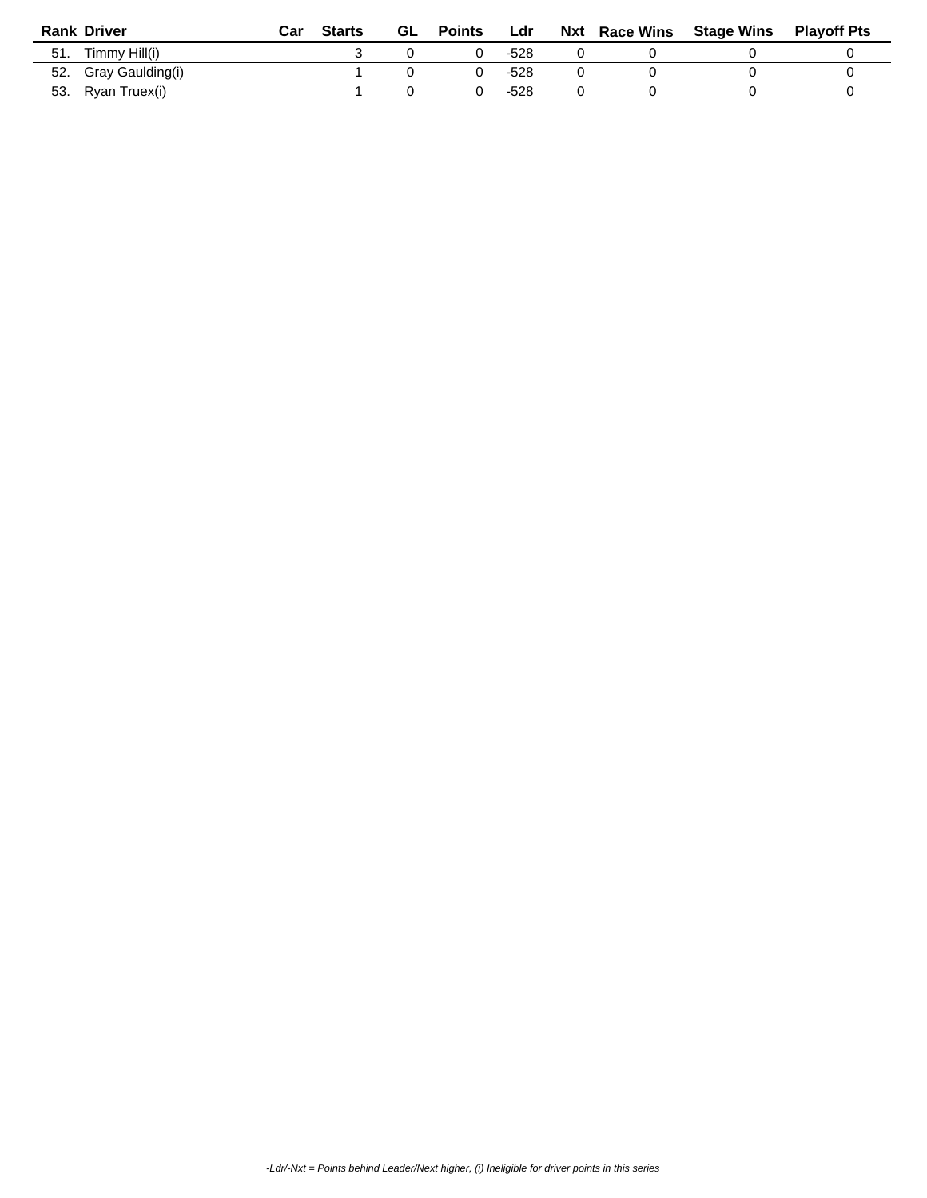| Rank | Driver | Car | Starts | GL | Points | Ldr | Nxt | Race Wins | Stage Wins | Playoff Pts |
| --- | --- | --- | --- | --- | --- | --- | --- | --- | --- | --- |
| 51. | Timmy Hill(i) | | 3 | 0 | 0 | -528 | 0 | 0 | 0 | 0 |
| 52. | Gray Gaulding(i) | | 1 | 0 | 0 | -528 | 0 | 0 | 0 | 0 |
| 53. | Ryan Truex(i) | | 1 | 0 | 0 | -528 | 0 | 0 | 0 | 0 |

*-Ldr/-Nxt = Points behind Leader/Next higher, (i) Ineligible for driver points in this series*